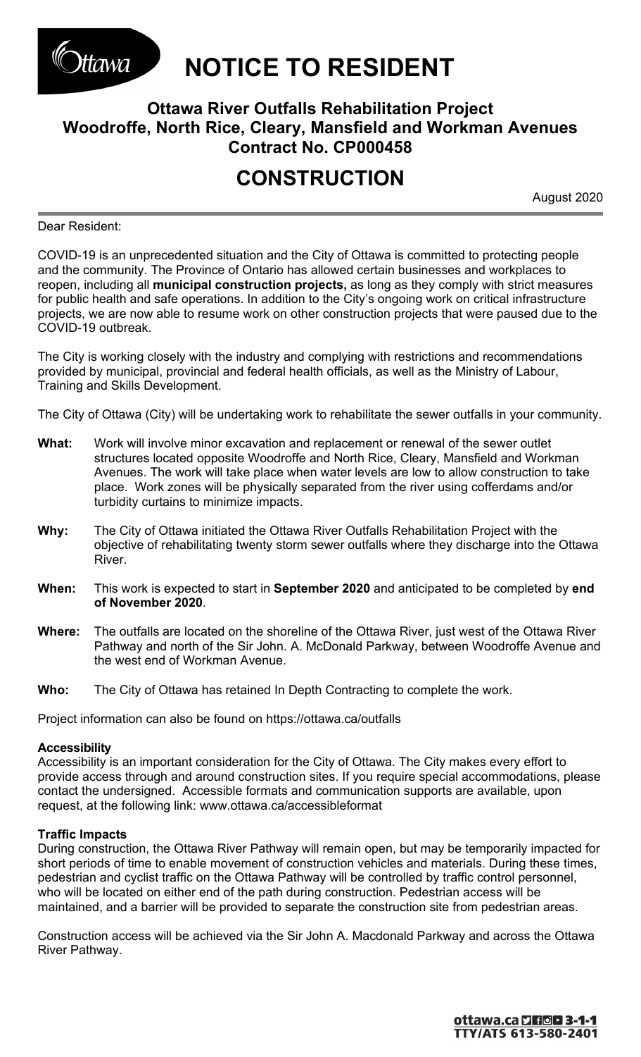Ottawa

# NOTICE TO RESIDENT

## Ottawa River Outfalls Rehabilitation Project
## Woodroffe, North Rice, Cleary, Mansfield and Workman Avenues
## Contract No. CP000458

# CONSTRUCTION

August 2020

Dear Resident:

COVID-19 is an unprecedented situation and the City of Ottawa is committed to protecting people and the community. The Province of Ontario has allowed certain businesses and workplaces to reopen, including all **municipal construction projects,** as long as they comply with strict measures for public health and safe operations. In addition to the City's ongoing work on critical infrastructure projects, we are now able to resume work on other construction projects that were paused due to the COVID-19 outbreak.

The City is working closely with the industry and complying with restrictions and recommendations provided by municipal, provincial and federal health officials, as well as the Ministry of Labour, Training and Skills Development.

The City of Ottawa (City) will be undertaking work to rehabilitate the sewer outfalls in your community.

**What:** Work will involve minor excavation and replacement or renewal of the sewer outlet structures located opposite Woodroffe and North Rice, Cleary, Mansfield and Workman Avenues. The work will take place when water levels are low to allow construction to take place. Work zones will be physically separated from the river using cofferdams and/or turbidity curtains to minimize impacts.

**Why:** The City of Ottawa initiated the Ottawa River Outfalls Rehabilitation Project with the objective of rehabilitating twenty storm sewer outfalls where they discharge into the Ottawa River.

**When:** This work is expected to start in **September 2020** and anticipated to be completed by **end of November 2020**.

**Where:** The outfalls are located on the shoreline of the Ottawa River, just west of the Ottawa River Pathway and north of the Sir John. A. McDonald Parkway, between Woodroffe Avenue and the west end of Workman Avenue.

**Who:** The City of Ottawa has retained In Depth Contracting to complete the work.

Project information can also be found on https://ottawa.ca/outfalls

**Accessibility**

Accessibility is an important consideration for the City of Ottawa. The City makes every effort to provide access through and around construction sites. If you require special accommodations, please contact the undersigned. Accessible formats and communication supports are available, upon request, at the following link: www.ottawa.ca/accessibleformat

**Traffic Impacts**

During construction, the Ottawa River Pathway will remain open, but may be temporarily impacted for short periods of time to enable movement of construction vehicles and materials. During these times, pedestrian and cyclist traffic on the Ottawa Pathway will be controlled by traffic control personnel, who will be located on either end of the path during construction. Pedestrian access will be maintained, and a barrier will be provided to separate the construction site from pedestrian areas.

Construction access will be achieved via the Sir John A. Macdonald Parkway and across the Ottawa River Pathway.

ottawa.ca 3-1-1
TTY/ATS 613-580-2401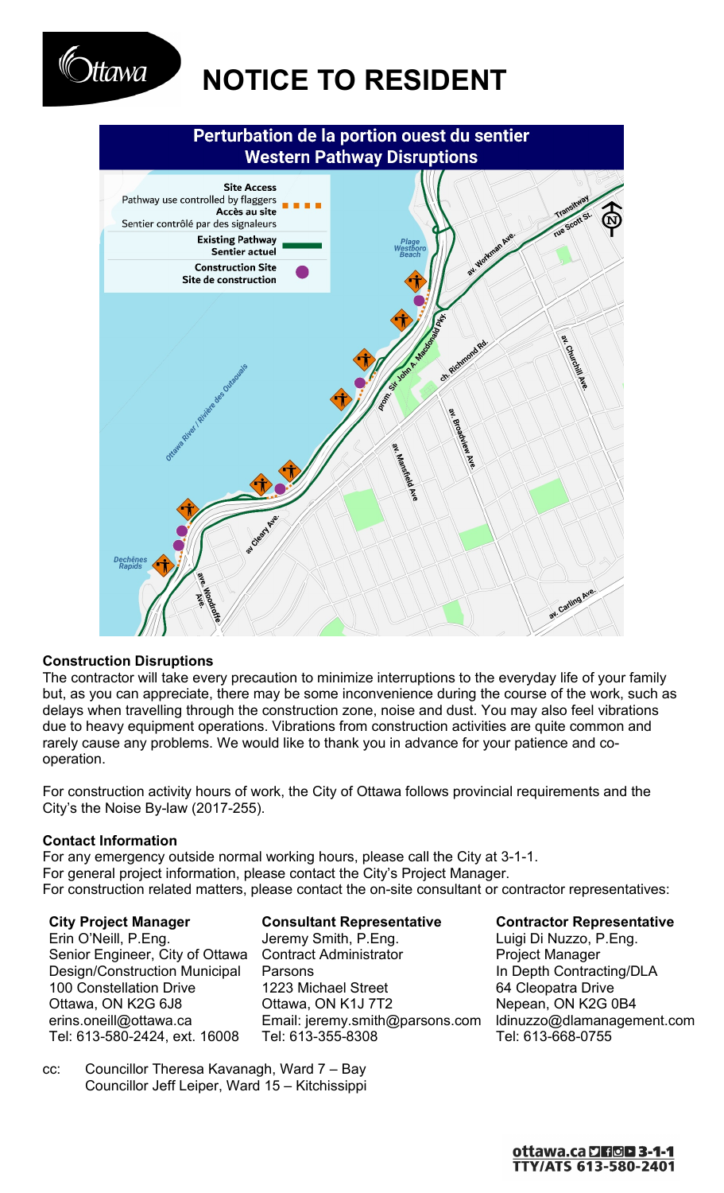# NOTICE TO RESIDENT

**Perturbation de la portion ouest du sentier**
**Western Pathway Disruptions**

Site Access
Pathway use controlled by flaggers
Accès au site
Sentier contrôlé par des signaleurs

Existing Pathway
Sentier actuel

Construction Site
Site de construction

Plage Westboro Beach
av. Workman Ave.
Transitway
rue Scott St.
prom. Sir John A. Macdonald Pky.
ch. Richmond Rd.
av. Churchill Ave.
av. Broadview Ave.
av. Mansfield Ave
Ottawa River / Rivière des Outaouais
av. Cleary Ave.
Dechênes Rapids
ave. Woodroffe Ave.
av. Carling Ave.

### Construction Disruptions

The contractor will take every precaution to minimize interruptions to the everyday life of your family but, as you can appreciate, there may be some inconvenience during the course of the work, such as delays when travelling through the construction zone, noise and dust. You may also feel vibrations due to heavy equipment operations. Vibrations from construction activities are quite common and rarely cause any problems. We would like to thank you in advance for your patience and co-operation.

For construction activity hours of work, the City of Ottawa follows provincial requirements and the City's the Noise By-law (2017-255).

### Contact Information

For any emergency outside normal working hours, please call the City at 3-1-1.
For general project information, please contact the City's Project Manager.
For construction related matters, please contact the on-site consultant or contractor representatives:

**City Project Manager**
Erin O'Neill, P.Eng.
Senior Engineer, City of Ottawa
Design/Construction Municipal
100 Constellation Drive
Ottawa, ON K2G 6J8
erins.oneill@ottawa.ca
Tel: 613-580-2424, ext. 16008

**Consultant Representative**
Jeremy Smith, P.Eng.
Contract Administrator
Parsons
1223 Michael Street
Ottawa, ON K1J 7T2
Email: jeremy.smith@parsons.com
Tel: 613-355-8308

**Contractor Representative**
Luigi Di Nuzzo, P.Eng.
Project Manager
In Depth Contracting/DLA
64 Cleopatra Drive
Nepean, ON K2G 0B4
ldinuzzo@dlamanagement.com
Tel: 613-668-0755

cc: Councillor Theresa Kavanagh, Ward 7 – Bay
Councillor Jeff Leiper, Ward 15 – Kitchissippi

ottawa.ca 3-1-1
TTY/ATS 613-580-2401